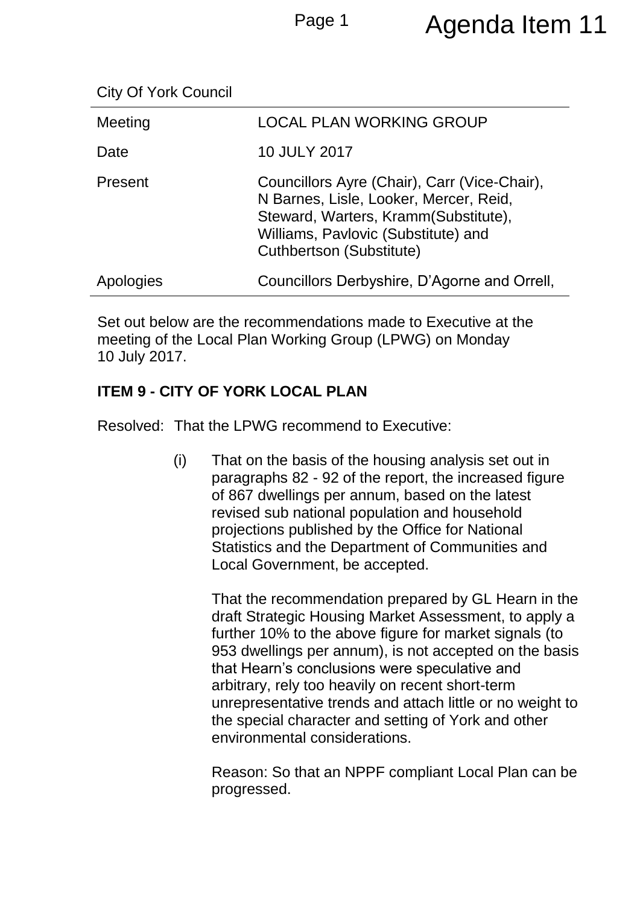# Agenda Item 11

City Of York Council

| | |
|---|---|
| Meeting | LOCAL PLAN WORKING GROUP |
| Date | 10 JULY 2017 |
| Present | Councillors Ayre (Chair), Carr (Vice-Chair), N Barnes, Lisle, Looker, Mercer, Reid, Steward, Warters, Kramm(Substitute), Williams, Pavlovic (Substitute) and Cuthbertson (Substitute) |
| Apologies | Councillors Derbyshire, D'Agorne and Orrell, |

Set out below are the recommendations made to Executive at the meeting of the Local Plan Working Group (LPWG) on Monday 10 July 2017.

**ITEM 9 - CITY OF YORK LOCAL PLAN**

Resolved: That the LPWG recommend to Executive:

(i) That on the basis of the housing analysis set out in paragraphs 82 - 92 of the report, the increased figure of 867 dwellings per annum, based on the latest revised sub national population and household projections published by the Office for National Statistics and the Department of Communities and Local Government, be accepted.

That the recommendation prepared by GL Hearn in the draft Strategic Housing Market Assessment, to apply a further 10% to the above figure for market signals (to 953 dwellings per annum), is not accepted on the basis that Hearn's conclusions were speculative and arbitrary, rely too heavily on recent short-term unrepresentative trends and attach little or no weight to the special character and setting of York and other environmental considerations.

Reason: So that an NPPF compliant Local Plan can be progressed.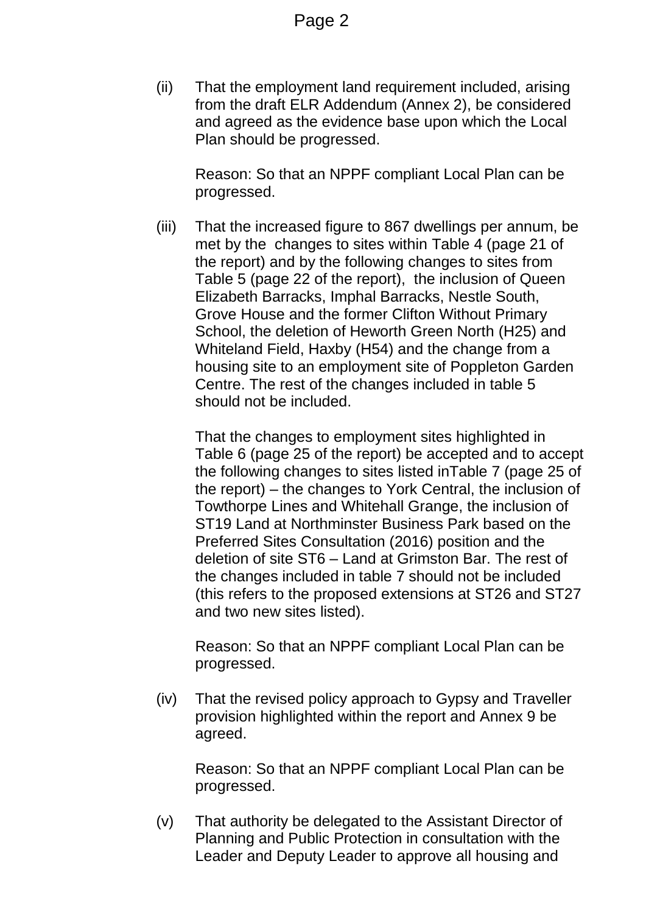(ii) That the employment land requirement included, arising from the draft ELR Addendum (Annex 2), be considered and agreed as the evidence base upon which the Local Plan should be progressed.

Reason: So that an NPPF compliant Local Plan can be progressed.

(iii) That the increased figure to 867 dwellings per annum, be met by the changes to sites within Table 4 (page 21 of the report) and by the following changes to sites from Table 5 (page 22 of the report), the inclusion of Queen Elizabeth Barracks, Imphal Barracks, Nestle South, Grove House and the former Clifton Without Primary School, the deletion of Heworth Green North (H25) and Whiteland Field, Haxby (H54) and the change from a housing site to an employment site of Poppleton Garden Centre. The rest of the changes included in table 5 should not be included.

That the changes to employment sites highlighted in Table 6 (page 25 of the report) be accepted and to accept the following changes to sites listed inTable 7 (page 25 of the report) – the changes to York Central, the inclusion of Towthorpe Lines and Whitehall Grange, the inclusion of ST19 Land at Northminster Business Park based on the Preferred Sites Consultation (2016) position and the deletion of site ST6 – Land at Grimston Bar. The rest of the changes included in table 7 should not be included (this refers to the proposed extensions at ST26 and ST27 and two new sites listed).

Reason: So that an NPPF compliant Local Plan can be progressed.

(iv) That the revised policy approach to Gypsy and Traveller provision highlighted within the report and Annex 9 be agreed.

Reason: So that an NPPF compliant Local Plan can be progressed.

(v) That authority be delegated to the Assistant Director of Planning and Public Protection in consultation with the Leader and Deputy Leader to approve all housing and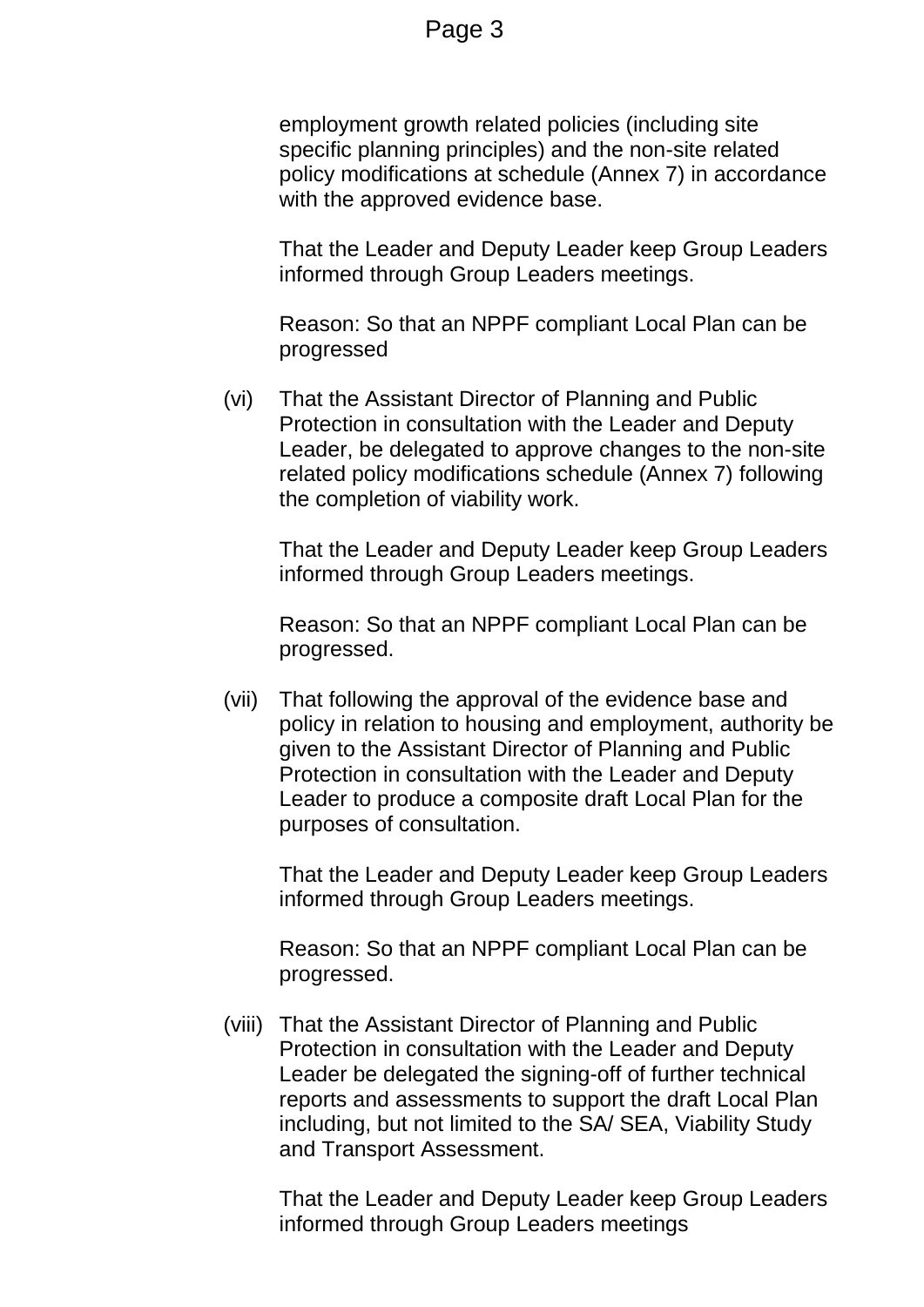employment growth related policies (including site specific planning principles) and the non-site related policy modifications at schedule (Annex 7) in accordance with the approved evidence base.

That the Leader and Deputy Leader keep Group Leaders informed through Group Leaders meetings.

Reason: So that an NPPF compliant Local Plan can be progressed

(vi) That the Assistant Director of Planning and Public Protection in consultation with the Leader and Deputy Leader, be delegated to approve changes to the non-site related policy modifications schedule (Annex 7) following the completion of viability work.

That the Leader and Deputy Leader keep Group Leaders informed through Group Leaders meetings.

Reason: So that an NPPF compliant Local Plan can be progressed.

(vii) That following the approval of the evidence base and policy in relation to housing and employment, authority be given to the Assistant Director of Planning and Public Protection in consultation with the Leader and Deputy Leader to produce a composite draft Local Plan for the purposes of consultation.

That the Leader and Deputy Leader keep Group Leaders informed through Group Leaders meetings.

Reason: So that an NPPF compliant Local Plan can be progressed.

(viii) That the Assistant Director of Planning and Public Protection in consultation with the Leader and Deputy Leader be delegated the signing-off of further technical reports and assessments to support the draft Local Plan including, but not limited to the SA/ SEA, Viability Study and Transport Assessment.

That the Leader and Deputy Leader keep Group Leaders informed through Group Leaders meetings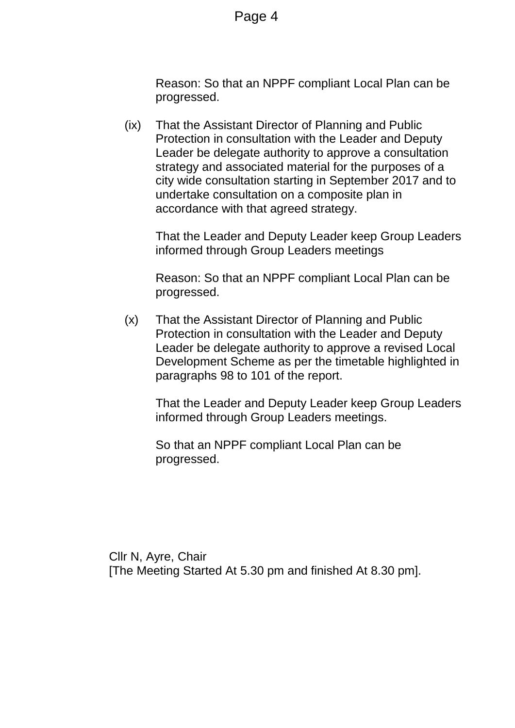Reason: So that an NPPF compliant Local Plan can be progressed.

(ix) That the Assistant Director of Planning and Public Protection in consultation with the Leader and Deputy Leader be delegate authority to approve a consultation strategy and associated material for the purposes of a city wide consultation starting in September 2017 and to undertake consultation on a composite plan in accordance with that agreed strategy.

That the Leader and Deputy Leader keep Group Leaders informed through Group Leaders meetings

Reason: So that an NPPF compliant Local Plan can be progressed.

(x) That the Assistant Director of Planning and Public Protection in consultation with the Leader and Deputy Leader be delegate authority to approve a revised Local Development Scheme as per the timetable highlighted in paragraphs 98 to 101 of the report.

That the Leader and Deputy Leader keep Group Leaders informed through Group Leaders meetings.

So that an NPPF compliant Local Plan can be progressed.

Cllr N, Ayre, Chair
[The Meeting Started At 5.30 pm and finished At 8.30 pm].